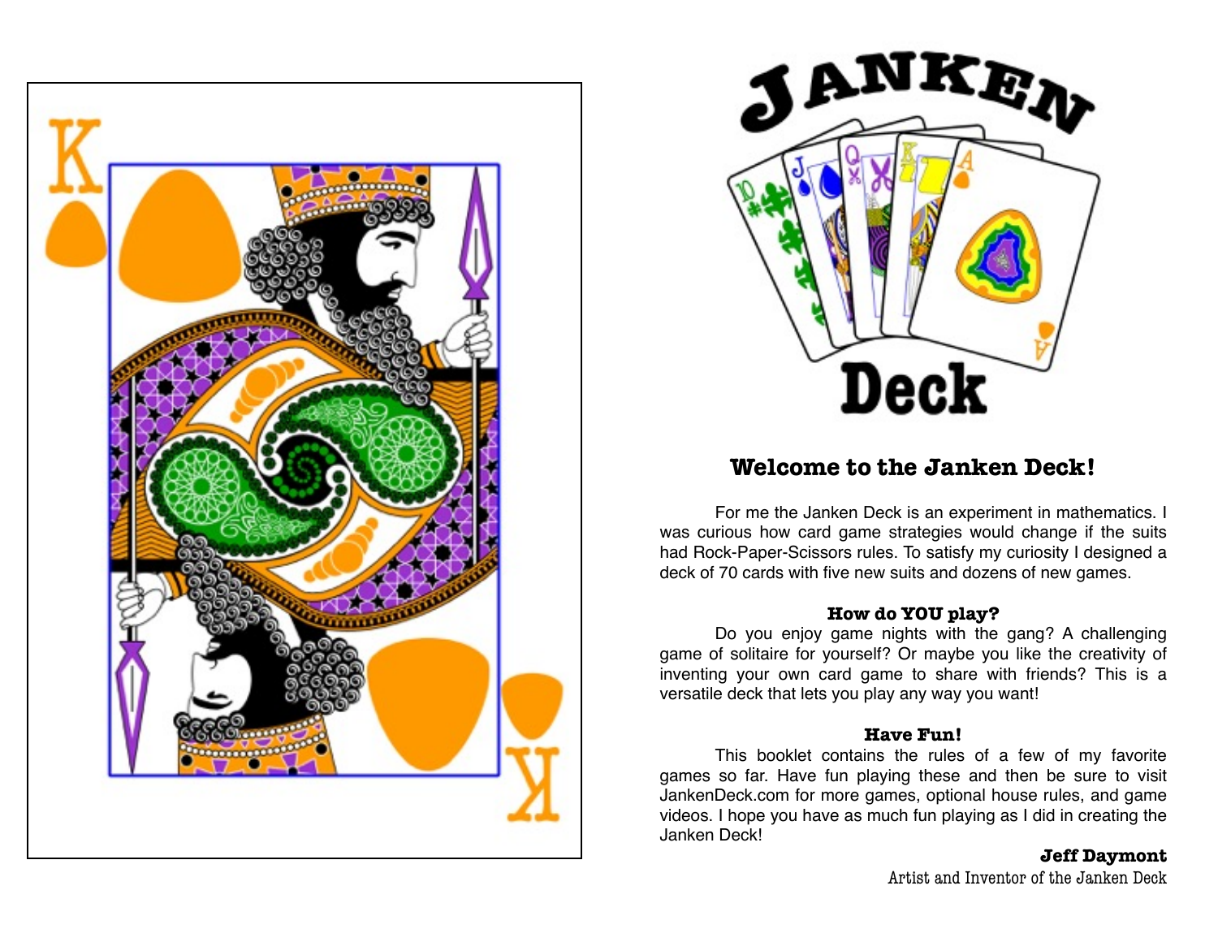# Welcome to the Janken Deck!

For me the Janken Deck is an experiment in mathematics. I was curious how card game strategies would change if the suits had Rock-Paper-Scissors rules. To satisfy my curiosity I designed a deck of 70 cards with five new suits and dozens of new games.

### How do YOU play?

Do you enjoy game nights with the gang? A challenging game of solitaire for yourself? Or maybe you like the creativity of inventing your own card game to share with friends? This is a versatile deck that lets you play any way you want!

### Have Fun!

This booklet contains the rules of a few of my favorite games so far. Have fun playing these and then be sure to visit JankenDeck.com for more games, optional house rules, and game videos. I hope you have as much fun playing as I did in creating the Janken Deck!

**Jeff Daymont**
Artist and Inventor of the Janken Deck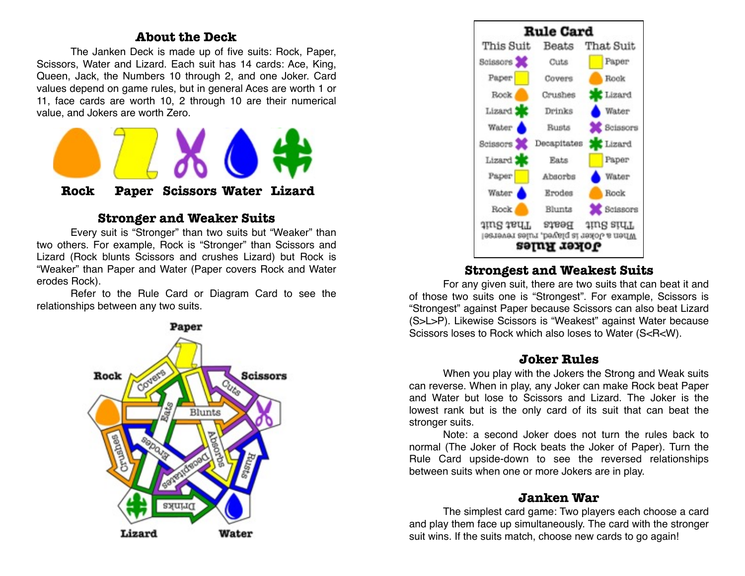## About the Deck

The Janken Deck is made up of five suits: Rock, Paper, Scissors, Water and Lizard. Each suit has 14 cards: Ace, King, Queen, Jack, the Numbers 10 through 2, and one Joker. Card values depend on game rules, but in general Aces are worth 1 or 11, face cards are worth 10, 2 through 10 are their numerical value, and Jokers are worth Zero.

Rock Paper Scissors Water Lizard

## Stronger and Weaker Suits

Every suit is "Stronger" than two suits but "Weaker" than two others. For example, Rock is "Stronger" than Scissors and Lizard (Rock blunts Scissors and crushes Lizard) but Rock is "Weaker" than Paper and Water (Paper covers Rock and Water erodes Rock).

Refer to the Rule Card or Diagram Card to see the relationships between any two suits.

## Rule Card

| This Suit | Beats | That Suit |
|---|---|---|
| Scissors | Cuts | Paper |
| Paper | Covers | Rock |
| Rock | Crushes | Lizard |
| Lizard | Drinks | Water |
| Water | Rusts | Scissors |
| Scissors | Decapitates | Lizard |
| Lizard | Eats | Paper |
| Paper | Absorbs | Water |
| Water | Erodes | Rock |
| Rock | Blunts | Scissors |
| That Suit | Beats | This Suit |

When a Joker is played, rules reverse!

**Joker Rules**

## Strongest and Weakest Suits

For any given suit, there are two suits that can beat it and of those two suits one is "Strongest". For example, Scissors is "Strongest" against Paper because Scissors can also beat Lizard (S>L>P). Likewise Scissors is "Weakest" against Water because Scissors loses to Rock which also loses to Water (S<R<W).

## Joker Rules

When you play with the Jokers the Strong and Weak suits can reverse. When in play, any Joker can make Rock beat Paper and Water but lose to Scissors and Lizard. The Joker is the lowest rank but is the only card of its suit that can beat the stronger suits.

Note: a second Joker does not turn the rules back to normal (The Joker of Rock beats the Joker of Paper). Turn the Rule Card upside-down to see the reversed relationships between suits when one or more Jokers are in play.

## Janken War

The simplest card game: Two players each choose a card and play them face up simultaneously. The card with the stronger suit wins. If the suits match, choose new cards to go again!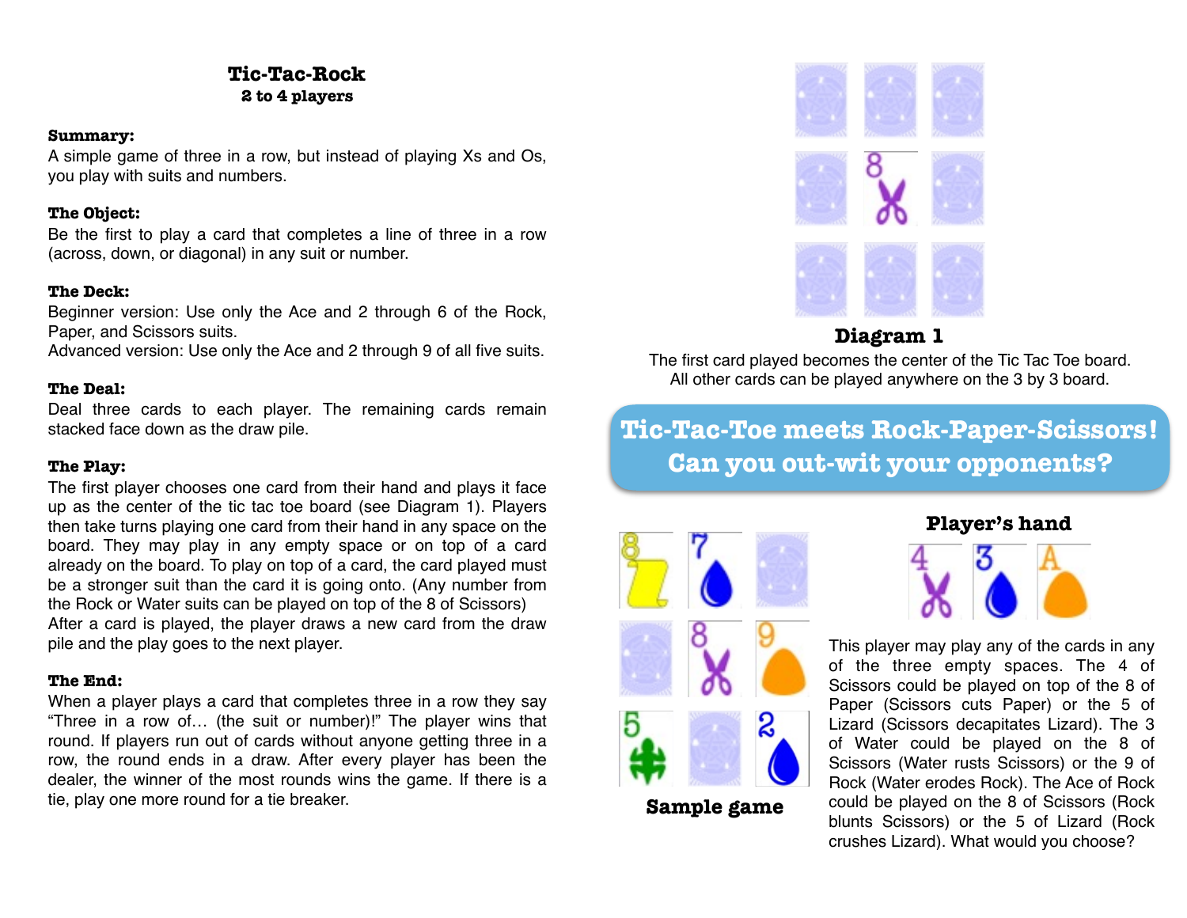# Tic-Tac-Rock

**2 to 4 players**

**Summary:**

A simple game of three in a row, but instead of playing Xs and Os, you play with suits and numbers.

**The Object:**

Be the first to play a card that completes a line of three in a row (across, down, or diagonal) in any suit or number.

**The Deck:**

Beginner version: Use only the Ace and 2 through 6 of the Rock, Paper, and Scissors suits.
Advanced version: Use only the Ace and 2 through 9 of all five suits.

**The Deal:**

Deal three cards to each player. The remaining cards remain stacked face down as the draw pile.

**The Play:**

The first player chooses one card from their hand and plays it face up as the center of the tic tac toe board (see Diagram 1). Players then take turns playing one card from their hand in any space on the board. They may play in any empty space or on top of a card already on the board. To play on top of a card, the card played must be a stronger suit than the card it is going onto. (Any number from the Rock or Water suits can be played on top of the 8 of Scissors)
After a card is played, the player draws a new card from the draw pile and the play goes to the next player.

**The End:**

When a player plays a card that completes three in a row they say "Three in a row of… (the suit or number)!" The player wins that round. If players run out of cards without anyone getting three in a row, the round ends in a draw. After every player has been the dealer, the winner of the most rounds wins the game. If there is a tie, play one more round for a tie breaker.

**Diagram 1**

The first card played becomes the center of the Tic Tac Toe board.
All other cards can be played anywhere on the 3 by 3 board.

## Tic-Tac-Toe meets Rock-Paper-Scissors! Can you out-wit your opponents?

**Sample game**

**Player's hand**

This player may play any of the cards in any of the three empty spaces. The 4 of Scissors could be played on top of the 8 of Paper (Scissors cuts Paper) or the 5 of Lizard (Scissors decapitates Lizard). The 3 of Water could be played on the 8 of Scissors (Water rusts Scissors) or the 9 of Rock (Water erodes Rock). The Ace of Rock could be played on the 8 of Scissors (Rock blunts Scissors) or the 5 of Lizard (Rock crushes Lizard). What would you choose?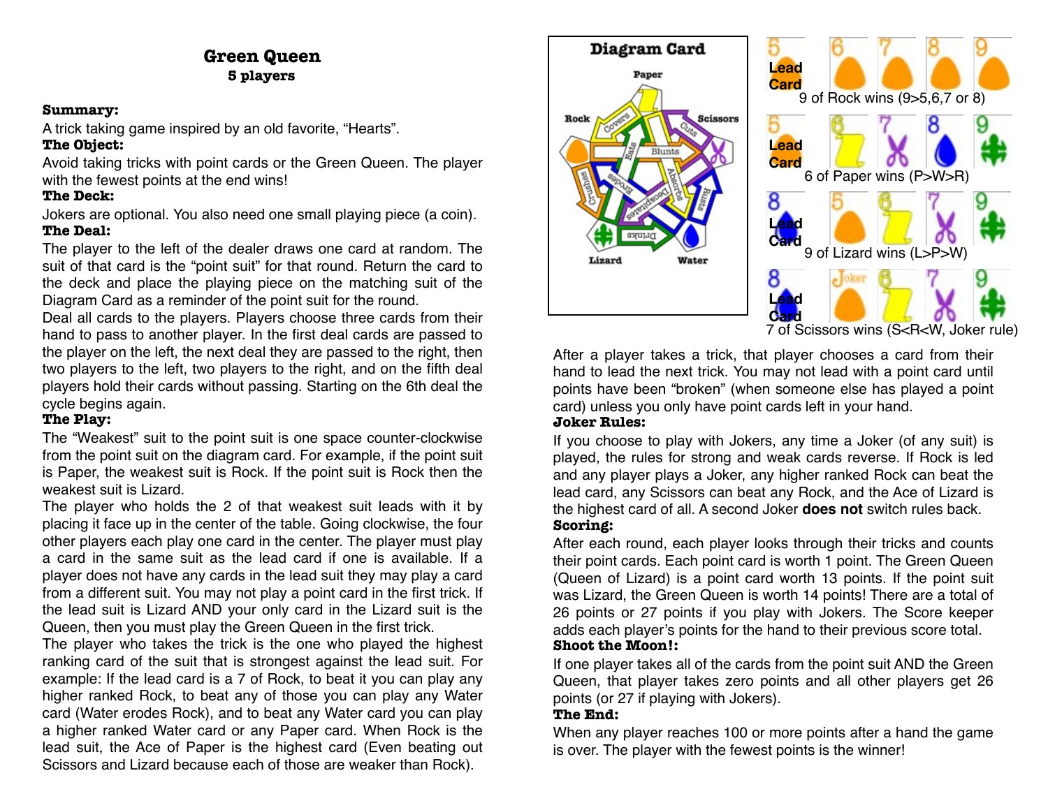# Green Queen

## 5 players

**Summary:**

A trick taking game inspired by an old favorite, "Hearts".

**The Object:**

Avoid taking tricks with point cards or the Green Queen. The player with the fewest points at the end wins!

**The Deck:**

Jokers are optional. You also need one small playing piece (a coin).

**The Deal:**

The player to the left of the dealer draws one card at random. The suit of that card is the "point suit" for that round. Return the card to the deck and place the playing piece on the matching suit of the Diagram Card as a reminder of the point suit for the round.

Deal all cards to the players. Players choose three cards from their hand to pass to another player. In the first deal cards are passed to the player on the left, the next deal they are passed to the right, then two players to the left, two players to the right, and on the fifth deal players hold their cards without passing. Starting on the 6th deal the cycle begins again.

**The Play:**

The "Weakest" suit to the point suit is one space counter-clockwise from the point suit on the diagram card. For example, if the point suit is Paper, the weakest suit is Rock. If the point suit is Rock then the weakest suit is Lizard.

The player who holds the 2 of that weakest suit leads with it by placing it face up in the center of the table. Going clockwise, the four other players each play one card in the center. The player must play a card in the same suit as the lead card if one is available. If a player does not have any cards in the lead suit they may play a card from a different suit. You may not play a point card in the first trick. If the lead suit is Lizard AND your only card in the Lizard suit is the Queen, then you must play the Green Queen in the first trick.

The player who takes the trick is the one who played the highest ranking card of the suit that is strongest against the lead suit. For example: If the lead card is a 7 of Rock, to beat it you can play any higher ranked Rock, to beat any of those you can play any Water card (Water erodes Rock), and to beat any Water card you can play a higher ranked Water card or any Paper card. When Rock is the lead suit, the Ace of Paper is the highest card (Even beating out Scissors and Lizard because each of those are weaker than Rock).

**Diagram Card**

Paper, Rock, Scissors, Lizard, Water — Covers, Cuts, Bats, Blunts, Crushes, Erodes, Decapitates, Absorbs, Rusts, Drinks

5 Lead Card, 6, 7, 8, 9 — 9 of Rock wins (9>5,6,7 or 8)

5 Lead Card, 6, 7, 8, 9 — 6 of Paper wins (P>W>R)

8 Lead Card, 5, 6, 7, 9 — 9 of Lizard wins (L>P>W)

8 Lead Card, Joker, 6, 7, 9 — 7 of Scissors wins (S<R<W, Joker rule)

After a player takes a trick, that player chooses a card from their hand to lead the next trick. You may not lead with a point card until points have been "broken" (when someone else has played a point card) unless you only have point cards left in your hand.

**Joker Rules:**

If you choose to play with Jokers, any time a Joker (of any suit) is played, the rules for strong and weak cards reverse. If Rock is led and any player plays a Joker, any higher ranked Rock can beat the lead card, any Scissors can beat any Rock, and the Ace of Lizard is the highest card of all. A second Joker **does not** switch rules back.

**Scoring:**

After each round, each player looks through their tricks and counts their point cards. Each point card is worth 1 point. The Green Queen (Queen of Lizard) is a point card worth 13 points. If the point suit was Lizard, the Green Queen is worth 14 points! There are a total of 26 points or 27 points if you play with Jokers. The Score keeper adds each player's points for the hand to their previous score total.

**Shoot the Moon!:**

If one player takes all of the cards from the point suit AND the Green Queen, that player takes zero points and all other players get 26 points (or 27 if playing with Jokers).

**The End:**

When any player reaches 100 or more points after a hand the game is over. The player with the fewest points is the winner!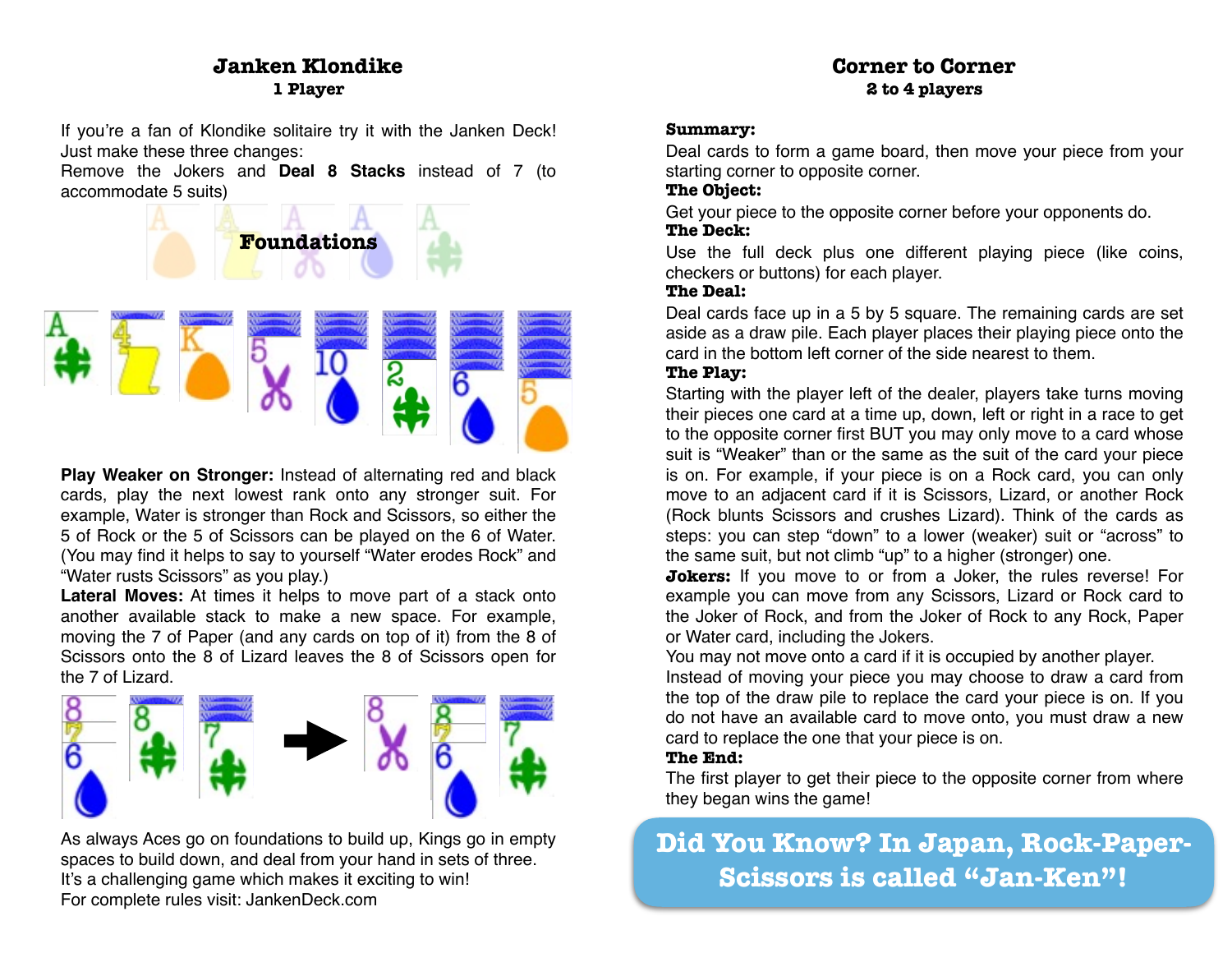## Janken Klondike

### 1 Player

If you're a fan of Klondike solitaire try it with the Janken Deck! Just make these three changes:

Remove the Jokers and **Deal 8 Stacks** instead of 7 (to accommodate 5 suits)

**Foundations**

**Play Weaker on Stronger:** Instead of alternating red and black cards, play the next lowest rank onto any stronger suit. For example, Water is stronger than Rock and Scissors, so either the 5 of Rock or the 5 of Scissors can be played on the 6 of Water. (You may find it helps to say to yourself "Water erodes Rock" and "Water rusts Scissors" as you play.)

**Lateral Moves:** At times it helps to move part of a stack onto another available stack to make a new space. For example, moving the 7 of Paper (and any cards on top of it) from the 8 of Scissors onto the 8 of Lizard leaves the 8 of Scissors open for the 7 of Lizard.

As always Aces go on foundations to build up, Kings go in empty spaces to build down, and deal from your hand in sets of three.
It's a challenging game which makes it exciting to win!
For complete rules visit: JankenDeck.com

## Corner to Corner

### 2 to 4 players

**Summary:**
Deal cards to form a game board, then move your piece from your starting corner to opposite corner.

**The Object:**
Get your piece to the opposite corner before your opponents do.

**The Deck:**
Use the full deck plus one different playing piece (like coins, checkers or buttons) for each player.

**The Deal:**
Deal cards face up in a 5 by 5 square. The remaining cards are set aside as a draw pile. Each player places their playing piece onto the card in the bottom left corner of the side nearest to them.

**The Play:**
Starting with the player left of the dealer, players take turns moving their pieces one card at a time up, down, left or right in a race to get to the opposite corner first BUT you may only move to a card whose suit is "Weaker" than or the same as the suit of the card your piece is on. For example, if your piece is on a Rock card, you can only move to an adjacent card if it is Scissors, Lizard, or another Rock (Rock blunts Scissors and crushes Lizard). Think of the cards as steps: you can step "down" to a lower (weaker) suit or "across" to the same suit, but not climb "up" to a higher (stronger) one.

**Jokers:** If you move to or from a Joker, the rules reverse! For example you can move from any Scissors, Lizard or Rock card to the Joker of Rock, and from the Joker of Rock to any Rock, Paper or Water card, including the Jokers.

You may not move onto a card if it is occupied by another player.

Instead of moving your piece you may choose to draw a card from the top of the draw pile to replace the card your piece is on. If you do not have an available card to move onto, you must draw a new card to replace the one that your piece is on.

**The End:**
The first player to get their piece to the opposite corner from where they began wins the game!

**Did You Know? In Japan, Rock-Paper-Scissors is called "Jan-Ken"!**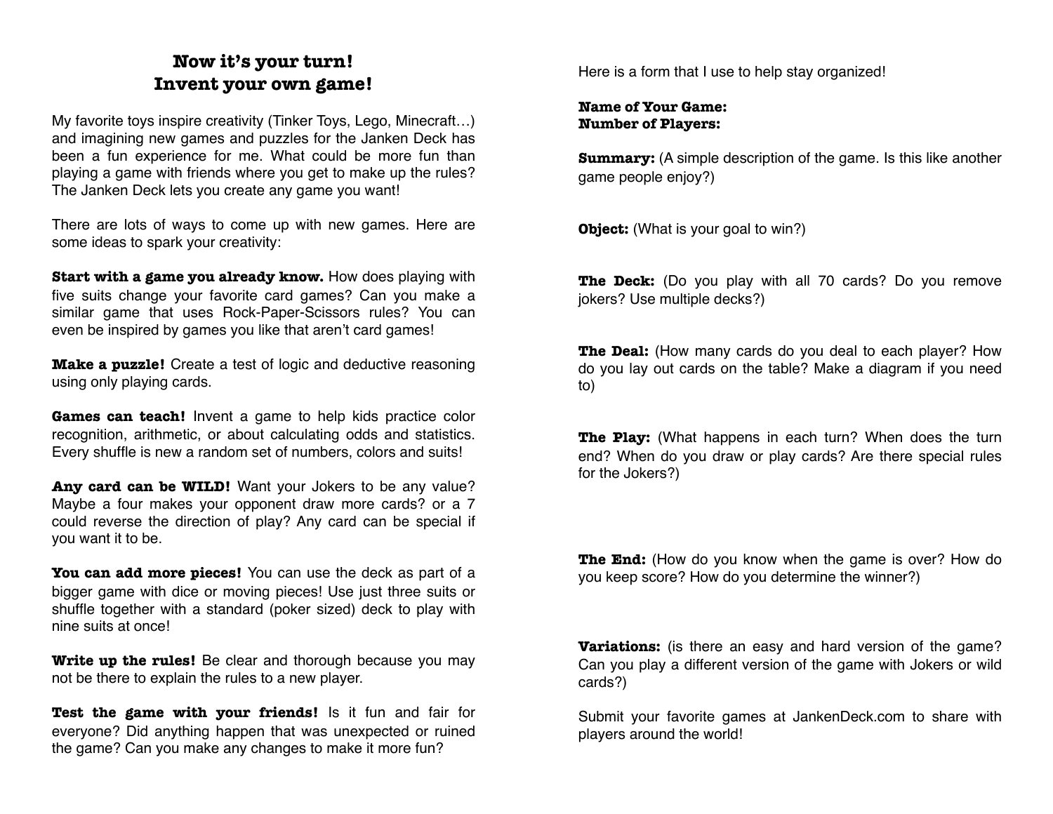## Now it's your turn!
## Invent your own game!

My favorite toys inspire creativity (Tinker Toys, Lego, Minecraft…) and imagining new games and puzzles for the Janken Deck has been a fun experience for me. What could be more fun than playing a game with friends where you get to make up the rules? The Janken Deck lets you create any game you want!

There are lots of ways to come up with new games. Here are some ideas to spark your creativity:

**Start with a game you already know.** How does playing with five suits change your favorite card games? Can you make a similar game that uses Rock-Paper-Scissors rules? You can even be inspired by games you like that aren't card games!

**Make a puzzle!** Create a test of logic and deductive reasoning using only playing cards.

**Games can teach!** Invent a game to help kids practice color recognition, arithmetic, or about calculating odds and statistics. Every shuffle is new a random set of numbers, colors and suits!

**Any card can be WILD!** Want your Jokers to be any value? Maybe a four makes your opponent draw more cards? or a 7 could reverse the direction of play? Any card can be special if you want it to be.

**You can add more pieces!** You can use the deck as part of a bigger game with dice or moving pieces! Use just three suits or shuffle together with a standard (poker sized) deck to play with nine suits at once!

**Write up the rules!** Be clear and thorough because you may not be there to explain the rules to a new player.

**Test the game with your friends!** Is it fun and fair for everyone? Did anything happen that was unexpected or ruined the game? Can you make any changes to make it more fun?

Here is a form that I use to help stay organized!

**Name of Your Game:**
**Number of Players:**

**Summary:** (A simple description of the game. Is this like another game people enjoy?)

**Object:** (What is your goal to win?)

**The Deck:** (Do you play with all 70 cards? Do you remove jokers? Use multiple decks?)

**The Deal:** (How many cards do you deal to each player? How do you lay out cards on the table? Make a diagram if you need to)

**The Play:** (What happens in each turn? When does the turn end? When do you draw or play cards? Are there special rules for the Jokers?)

**The End:** (How do you know when the game is over? How do you keep score? How do you determine the winner?)

**Variations:** (is there an easy and hard version of the game? Can you play a different version of the game with Jokers or wild cards?)

Submit your favorite games at JankenDeck.com to share with players around the world!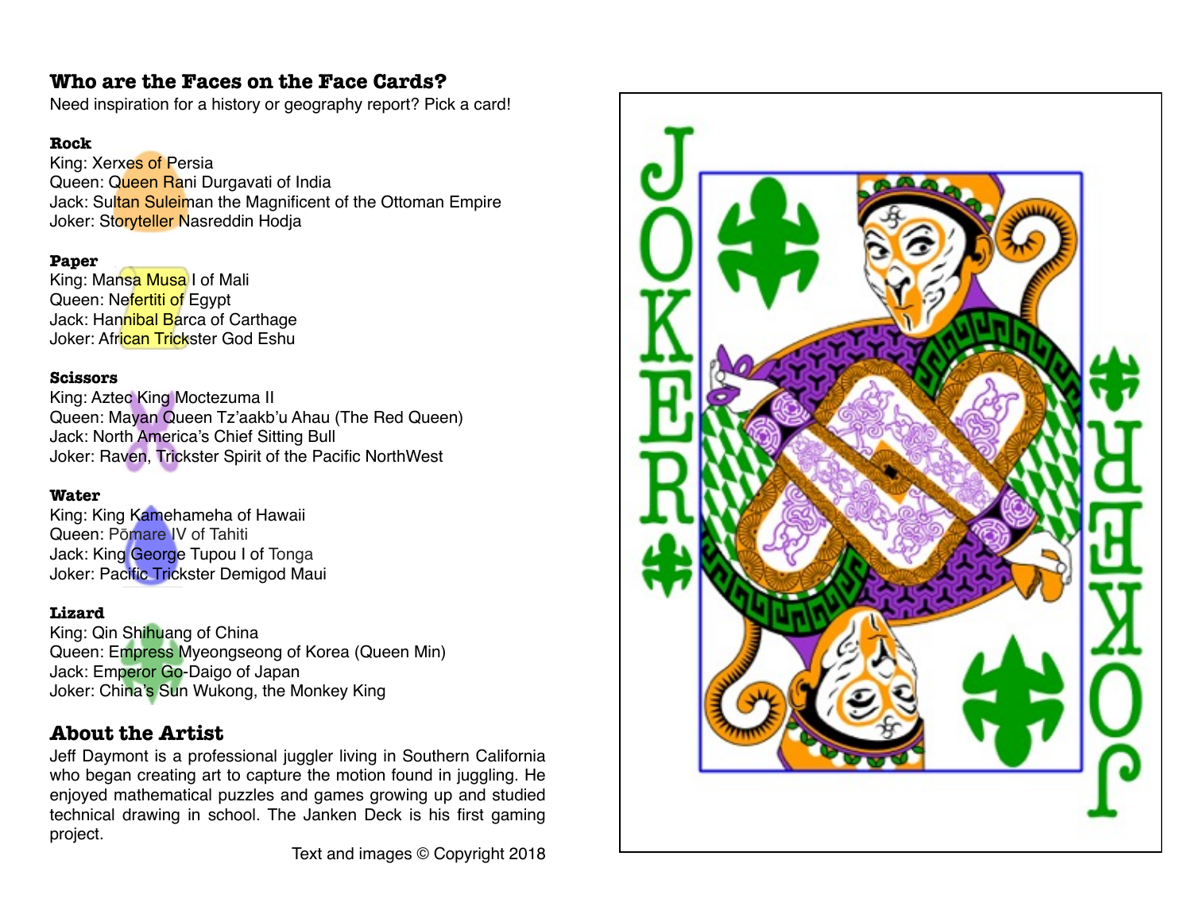## Who are the Faces on the Face Cards?

Need inspiration for a history or geography report? Pick a card!

**Rock**
King: Xerxes of Persia
Queen: Queen Rani Durgavati of India
Jack: Sultan Suleiman the Magnificent of the Ottoman Empire
Joker: Storyteller Nasreddin Hodja

**Paper**
King: Mansa Musa I of Mali
Queen: Nefertiti of Egypt
Jack: Hannibal Barca of Carthage
Joker: African Trickster God Eshu

**Scissors**
King: Aztec King Moctezuma II
Queen: Mayan Queen Tz'aakb'u Ahau (The Red Queen)
Jack: North America's Chief Sitting Bull
Joker: Raven, Trickster Spirit of the Pacific NorthWest

**Water**
King: King Kamehameha of Hawaii
Queen: Pōmare IV of Tahiti
Jack: King George Tupou I of Tonga
Joker: Pacific Trickster Demigod Maui

**Lizard**
King: Qin Shihuang of China
Queen: Empress Myeongseong of Korea (Queen Min)
Jack: Emperor Go-Daigo of Japan
Joker: China's Sun Wukong, the Monkey King

## About the Artist

Jeff Daymont is a professional juggler living in Southern California who began creating art to capture the motion found in juggling. He enjoyed mathematical puzzles and games growing up and studied technical drawing in school. The Janken Deck is his first gaming project.

Text and images © Copyright 2018